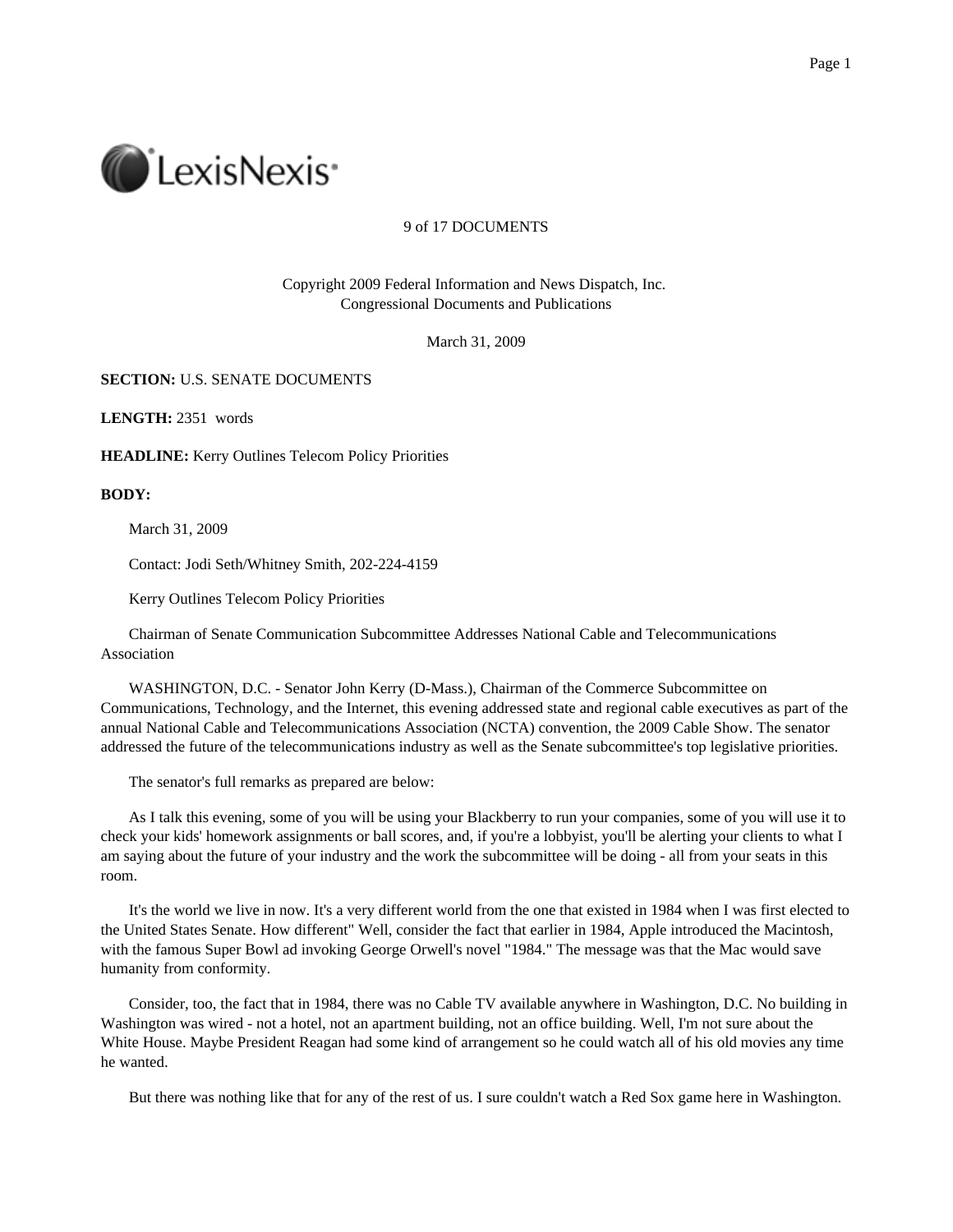9 of 17 DOCUMENTS

Copyright 2009 Federal Information and News Dispatch, Inc.
Congressional Documents and Publications

March 31, 2009

**SECTION:** U.S. SENATE DOCUMENTS

**LENGTH:** 2351 words

**HEADLINE:** Kerry Outlines Telecom Policy Priorities

**BODY:**

March 31, 2009

Contact: Jodi Seth/Whitney Smith, 202-224-4159

Kerry Outlines Telecom Policy Priorities

Chairman of Senate Communication Subcommittee Addresses National Cable and Telecommunications Association

WASHINGTON, D.C. - Senator John Kerry (D-Mass.), Chairman of the Commerce Subcommittee on Communications, Technology, and the Internet, this evening addressed state and regional cable executives as part of the annual National Cable and Telecommunications Association (NCTA) convention, the 2009 Cable Show. The senator addressed the future of the telecommunications industry as well as the Senate subcommittee's top legislative priorities.

The senator's full remarks as prepared are below:

As I talk this evening, some of you will be using your Blackberry to run your companies, some of you will use it to check your kids' homework assignments or ball scores, and, if you're a lobbyist, you'll be alerting your clients to what I am saying about the future of your industry and the work the subcommittee will be doing - all from your seats in this room.

It's the world we live in now. It's a very different world from the one that existed in 1984 when I was first elected to the United States Senate. How different" Well, consider the fact that earlier in 1984, Apple introduced the Macintosh, with the famous Super Bowl ad invoking George Orwell's novel "1984." The message was that the Mac would save humanity from conformity.

Consider, too, the fact that in 1984, there was no Cable TV available anywhere in Washington, D.C. No building in Washington was wired - not a hotel, not an apartment building, not an office building. Well, I'm not sure about the White House. Maybe President Reagan had some kind of arrangement so he could watch all of his old movies any time he wanted.

But there was nothing like that for any of the rest of us. I sure couldn't watch a Red Sox game here in Washington.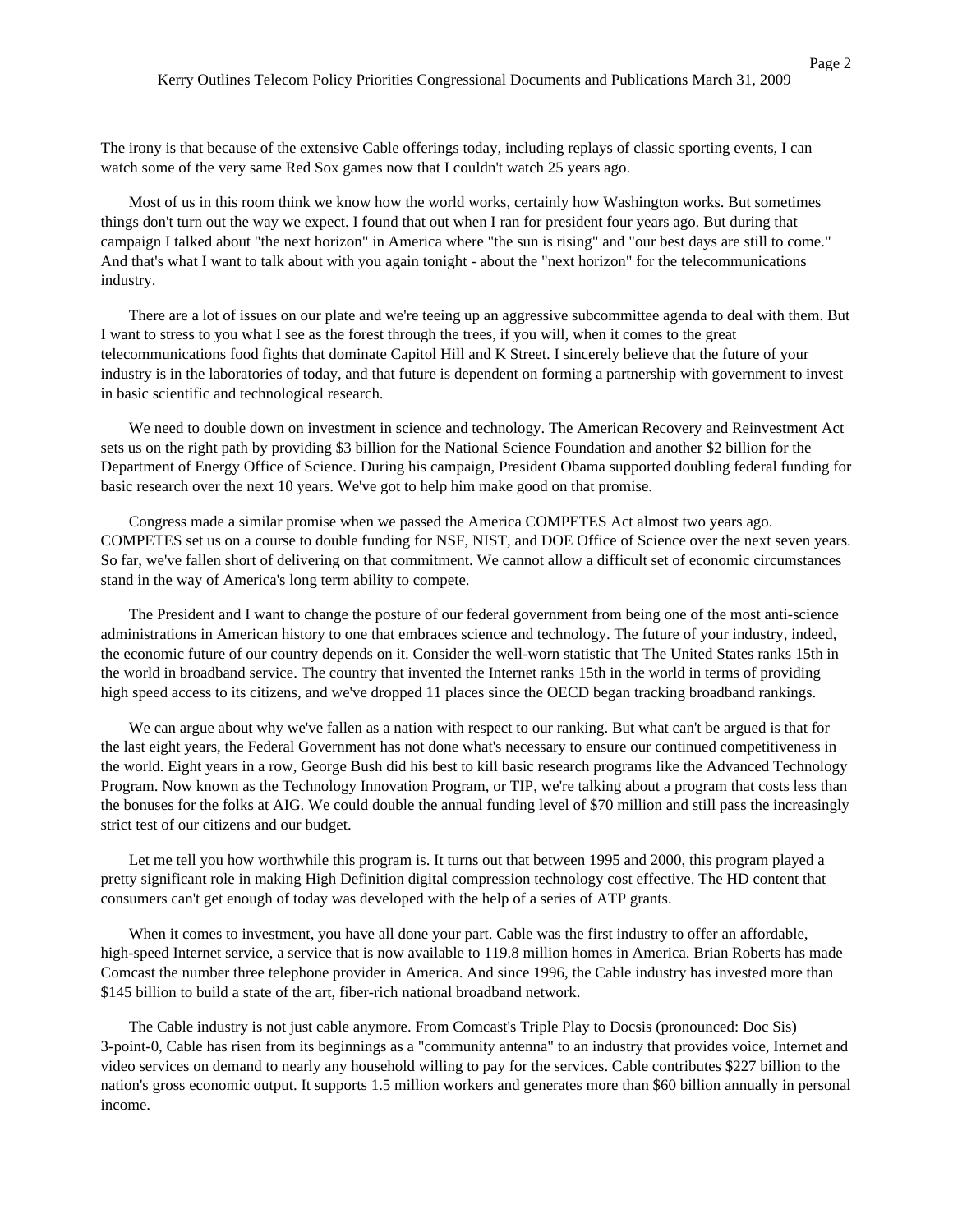The irony is that because of the extensive Cable offerings today, including replays of classic sporting events, I can watch some of the very same Red Sox games now that I couldn't watch 25 years ago.

Most of us in this room think we know how the world works, certainly how Washington works. But sometimes things don't turn out the way we expect. I found that out when I ran for president four years ago. But during that campaign I talked about "the next horizon" in America where "the sun is rising" and "our best days are still to come." And that's what I want to talk about with you again tonight - about the "next horizon" for the telecommunications industry.

There are a lot of issues on our plate and we're teeing up an aggressive subcommittee agenda to deal with them. But I want to stress to you what I see as the forest through the trees, if you will, when it comes to the great telecommunications food fights that dominate Capitol Hill and K Street. I sincerely believe that the future of your industry is in the laboratories of today, and that future is dependent on forming a partnership with government to invest in basic scientific and technological research.

We need to double down on investment in science and technology. The American Recovery and Reinvestment Act sets us on the right path by providing $3 billion for the National Science Foundation and another $2 billion for the Department of Energy Office of Science. During his campaign, President Obama supported doubling federal funding for basic research over the next 10 years. We've got to help him make good on that promise.

Congress made a similar promise when we passed the America COMPETES Act almost two years ago. COMPETES set us on a course to double funding for NSF, NIST, and DOE Office of Science over the next seven years. So far, we've fallen short of delivering on that commitment. We cannot allow a difficult set of economic circumstances stand in the way of America's long term ability to compete.

The President and I want to change the posture of our federal government from being one of the most anti-science administrations in American history to one that embraces science and technology. The future of your industry, indeed, the economic future of our country depends on it. Consider the well-worn statistic that The United States ranks 15th in the world in broadband service. The country that invented the Internet ranks 15th in the world in terms of providing high speed access to its citizens, and we've dropped 11 places since the OECD began tracking broadband rankings.

We can argue about why we've fallen as a nation with respect to our ranking. But what can't be argued is that for the last eight years, the Federal Government has not done what's necessary to ensure our continued competitiveness in the world. Eight years in a row, George Bush did his best to kill basic research programs like the Advanced Technology Program. Now known as the Technology Innovation Program, or TIP, we're talking about a program that costs less than the bonuses for the folks at AIG. We could double the annual funding level of $70 million and still pass the increasingly strict test of our citizens and our budget.

Let me tell you how worthwhile this program is. It turns out that between 1995 and 2000, this program played a pretty significant role in making High Definition digital compression technology cost effective. The HD content that consumers can't get enough of today was developed with the help of a series of ATP grants.

When it comes to investment, you have all done your part. Cable was the first industry to offer an affordable, high-speed Internet service, a service that is now available to 119.8 million homes in America. Brian Roberts has made Comcast the number three telephone provider in America. And since 1996, the Cable industry has invested more than $145 billion to build a state of the art, fiber-rich national broadband network.

The Cable industry is not just cable anymore. From Comcast's Triple Play to Docsis (pronounced: Doc Sis) 3-point-0, Cable has risen from its beginnings as a "community antenna" to an industry that provides voice, Internet and video services on demand to nearly any household willing to pay for the services. Cable contributes $227 billion to the nation's gross economic output. It supports 1.5 million workers and generates more than $60 billion annually in personal income.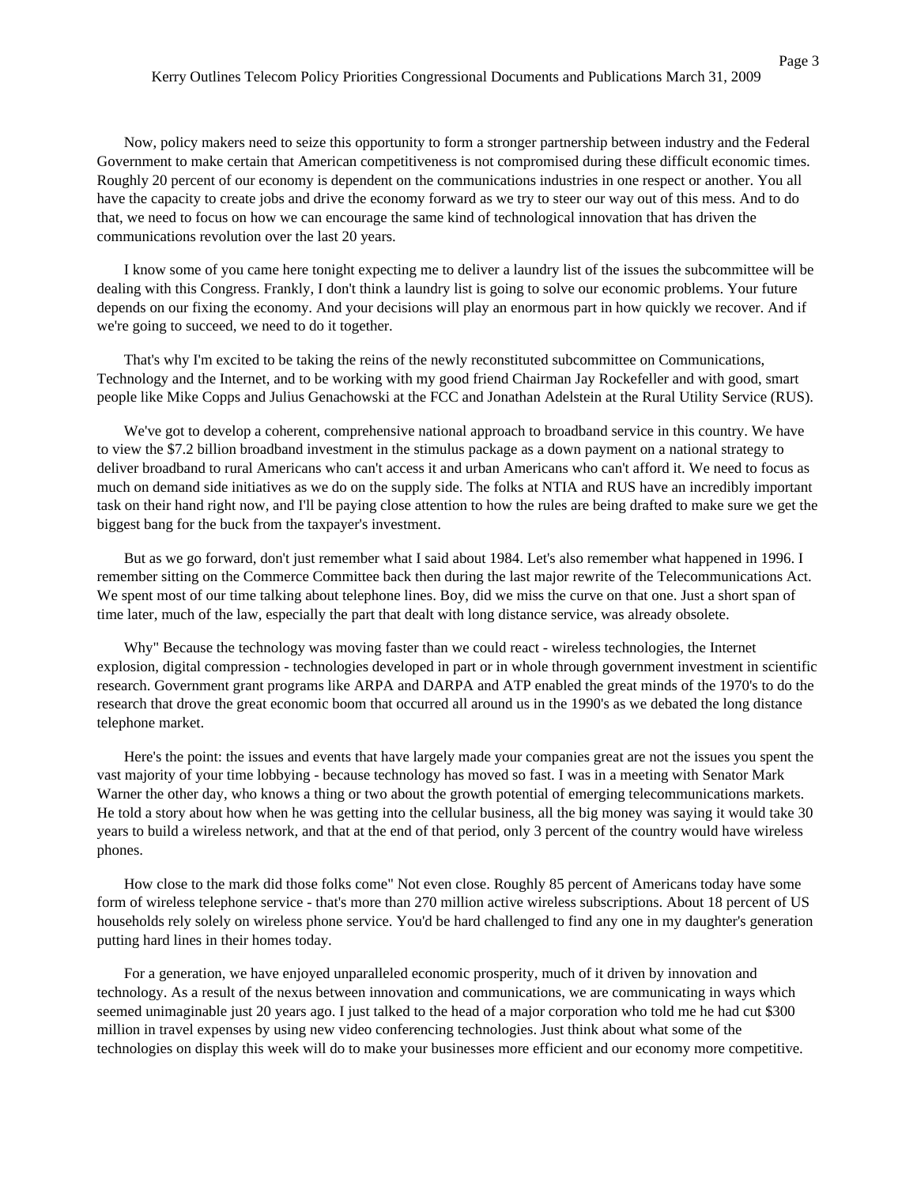Now, policy makers need to seize this opportunity to form a stronger partnership between industry and the Federal Government to make certain that American competitiveness is not compromised during these difficult economic times. Roughly 20 percent of our economy is dependent on the communications industries in one respect or another. You all have the capacity to create jobs and drive the economy forward as we try to steer our way out of this mess. And to do that, we need to focus on how we can encourage the same kind of technological innovation that has driven the communications revolution over the last 20 years.

I know some of you came here tonight expecting me to deliver a laundry list of the issues the subcommittee will be dealing with this Congress. Frankly, I don't think a laundry list is going to solve our economic problems. Your future depends on our fixing the economy. And your decisions will play an enormous part in how quickly we recover. And if we're going to succeed, we need to do it together.

That's why I'm excited to be taking the reins of the newly reconstituted subcommittee on Communications, Technology and the Internet, and to be working with my good friend Chairman Jay Rockefeller and with good, smart people like Mike Copps and Julius Genachowski at the FCC and Jonathan Adelstein at the Rural Utility Service (RUS).

We've got to develop a coherent, comprehensive national approach to broadband service in this country. We have to view the $7.2 billion broadband investment in the stimulus package as a down payment on a national strategy to deliver broadband to rural Americans who can't access it and urban Americans who can't afford it. We need to focus as much on demand side initiatives as we do on the supply side. The folks at NTIA and RUS have an incredibly important task on their hand right now, and I'll be paying close attention to how the rules are being drafted to make sure we get the biggest bang for the buck from the taxpayer's investment.

But as we go forward, don't just remember what I said about 1984. Let's also remember what happened in 1996. I remember sitting on the Commerce Committee back then during the last major rewrite of the Telecommunications Act. We spent most of our time talking about telephone lines. Boy, did we miss the curve on that one. Just a short span of time later, much of the law, especially the part that dealt with long distance service, was already obsolete.

Why" Because the technology was moving faster than we could react - wireless technologies, the Internet explosion, digital compression - technologies developed in part or in whole through government investment in scientific research. Government grant programs like ARPA and DARPA and ATP enabled the great minds of the 1970's to do the research that drove the great economic boom that occurred all around us in the 1990's as we debated the long distance telephone market.

Here's the point: the issues and events that have largely made your companies great are not the issues you spent the vast majority of your time lobbying - because technology has moved so fast. I was in a meeting with Senator Mark Warner the other day, who knows a thing or two about the growth potential of emerging telecommunications markets. He told a story about how when he was getting into the cellular business, all the big money was saying it would take 30 years to build a wireless network, and that at the end of that period, only 3 percent of the country would have wireless phones.

How close to the mark did those folks come" Not even close. Roughly 85 percent of Americans today have some form of wireless telephone service - that's more than 270 million active wireless subscriptions. About 18 percent of US households rely solely on wireless phone service. You'd be hard challenged to find any one in my daughter's generation putting hard lines in their homes today.

For a generation, we have enjoyed unparalleled economic prosperity, much of it driven by innovation and technology. As a result of the nexus between innovation and communications, we are communicating in ways which seemed unimaginable just 20 years ago. I just talked to the head of a major corporation who told me he had cut $300 million in travel expenses by using new video conferencing technologies. Just think about what some of the technologies on display this week will do to make your businesses more efficient and our economy more competitive.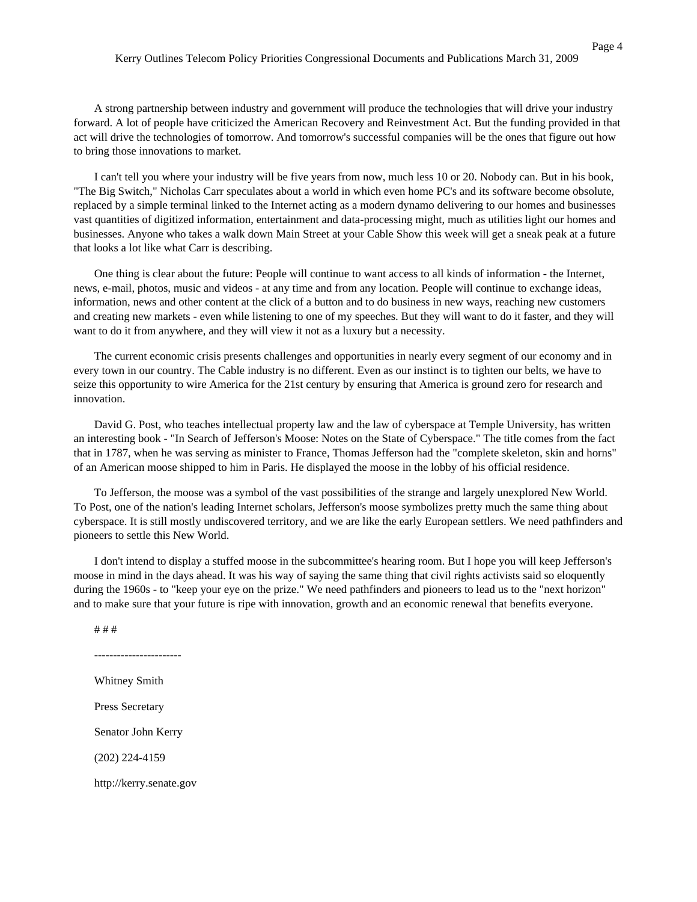A strong partnership between industry and government will produce the technologies that will drive your industry forward. A lot of people have criticized the American Recovery and Reinvestment Act. But the funding provided in that act will drive the technologies of tomorrow. And tomorrow's successful companies will be the ones that figure out how to bring those innovations to market.

I can't tell you where your industry will be five years from now, much less 10 or 20. Nobody can. But in his book, "The Big Switch," Nicholas Carr speculates about a world in which even home PC's and its software become obsolute, replaced by a simple terminal linked to the Internet acting as a modern dynamo delivering to our homes and businesses vast quantities of digitized information, entertainment and data-processing might, much as utilities light our homes and businesses. Anyone who takes a walk down Main Street at your Cable Show this week will get a sneak peak at a future that looks a lot like what Carr is describing.

One thing is clear about the future: People will continue to want access to all kinds of information - the Internet, news, e-mail, photos, music and videos - at any time and from any location. People will continue to exchange ideas, information, news and other content at the click of a button and to do business in new ways, reaching new customers and creating new markets - even while listening to one of my speeches. But they will want to do it faster, and they will want to do it from anywhere, and they will view it not as a luxury but a necessity.

The current economic crisis presents challenges and opportunities in nearly every segment of our economy and in every town in our country. The Cable industry is no different. Even as our instinct is to tighten our belts, we have to seize this opportunity to wire America for the 21st century by ensuring that America is ground zero for research and innovation.

David G. Post, who teaches intellectual property law and the law of cyberspace at Temple University, has written an interesting book - "In Search of Jefferson's Moose: Notes on the State of Cyberspace." The title comes from the fact that in 1787, when he was serving as minister to France, Thomas Jefferson had the "complete skeleton, skin and horns" of an American moose shipped to him in Paris. He displayed the moose in the lobby of his official residence.

To Jefferson, the moose was a symbol of the vast possibilities of the strange and largely unexplored New World. To Post, one of the nation's leading Internet scholars, Jefferson's moose symbolizes pretty much the same thing about cyberspace. It is still mostly undiscovered territory, and we are like the early European settlers. We need pathfinders and pioneers to settle this New World.

I don't intend to display a stuffed moose in the subcommittee's hearing room. But I hope you will keep Jefferson's moose in mind in the days ahead. It was his way of saying the same thing that civil rights activists said so eloquently during the 1960s - to "keep your eye on the prize." We need pathfinders and pioneers to lead us to the "next horizon" and to make sure that your future is ripe with innovation, growth and an economic renewal that benefits everyone.

# # #

-----------------------

Whitney Smith

Press Secretary

Senator John Kerry

(202) 224-4159

http://kerry.senate.gov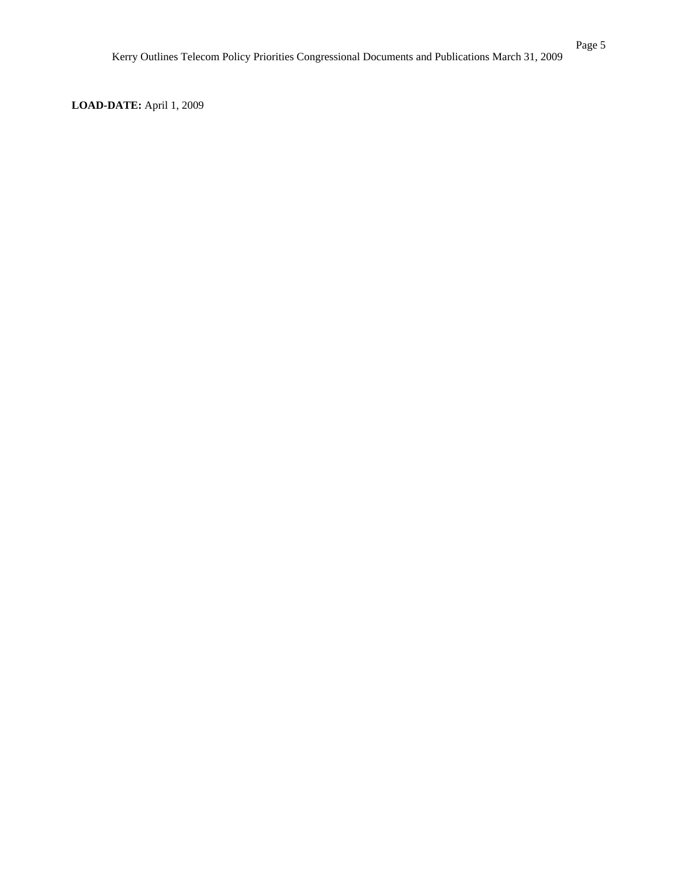**LOAD-DATE:** April 1, 2009